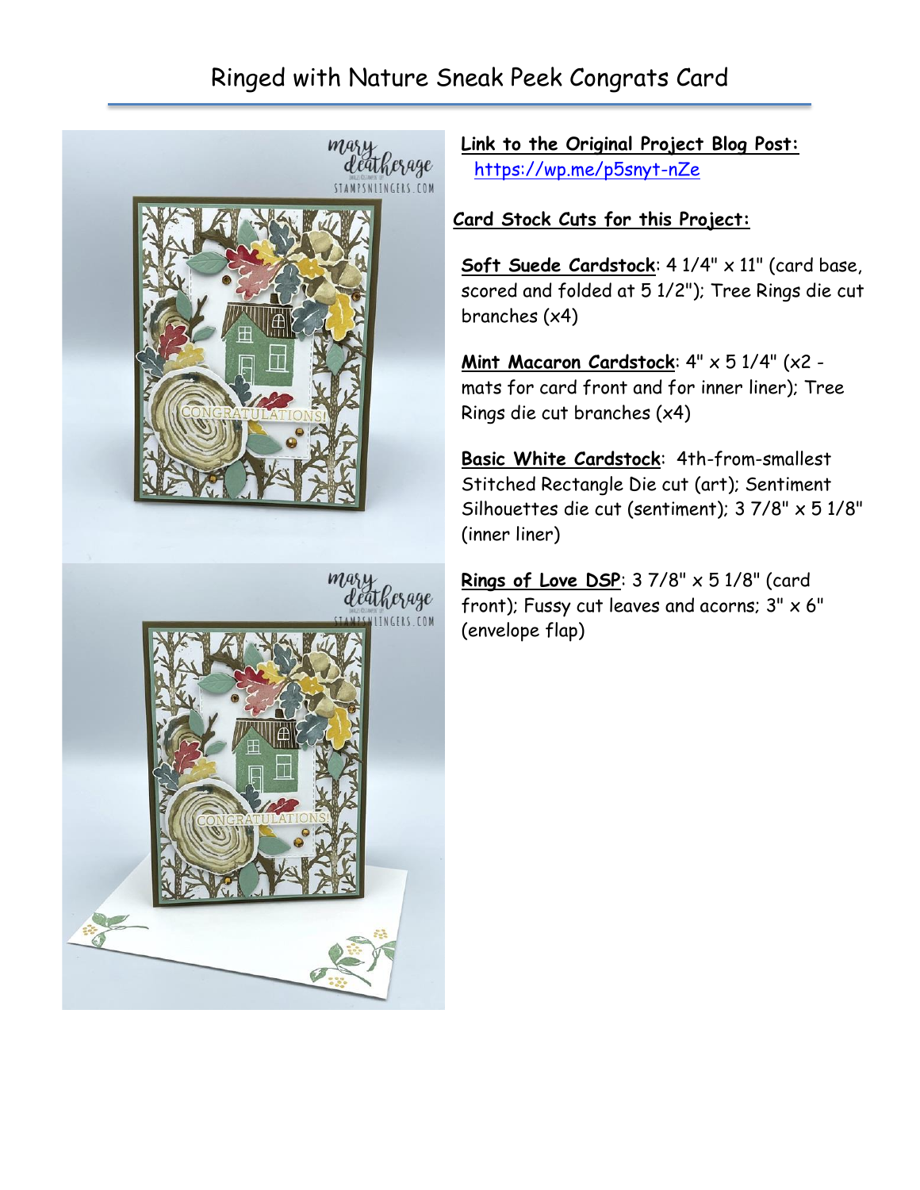# Ringed with Nature Sneak Peek Congrats Card

**Link to the Original Project Blog Post:** https://wp.me/p5snyt-nZe

**Card Stock Cuts for this Project:**

**Soft Suede Cardstock**: 4 1/4" x 11" (card base, scored and folded at 5 1/2"); Tree Rings die cut branches (x4)

**Mint Macaron Cardstock**: 4" x 5 1/4" (x2 - mats for card front and for inner liner); Tree Rings die cut branches (x4)

**Basic White Cardstock**: 4th-from-smallest Stitched Rectangle Die cut (art); Sentiment Silhouettes die cut (sentiment); 3 7/8" x 5 1/8" (inner liner)

**Rings of Love DSP**: 3 7/8" x 5 1/8" (card front); Fussy cut leaves and acorns; 3" x 6" (envelope flap)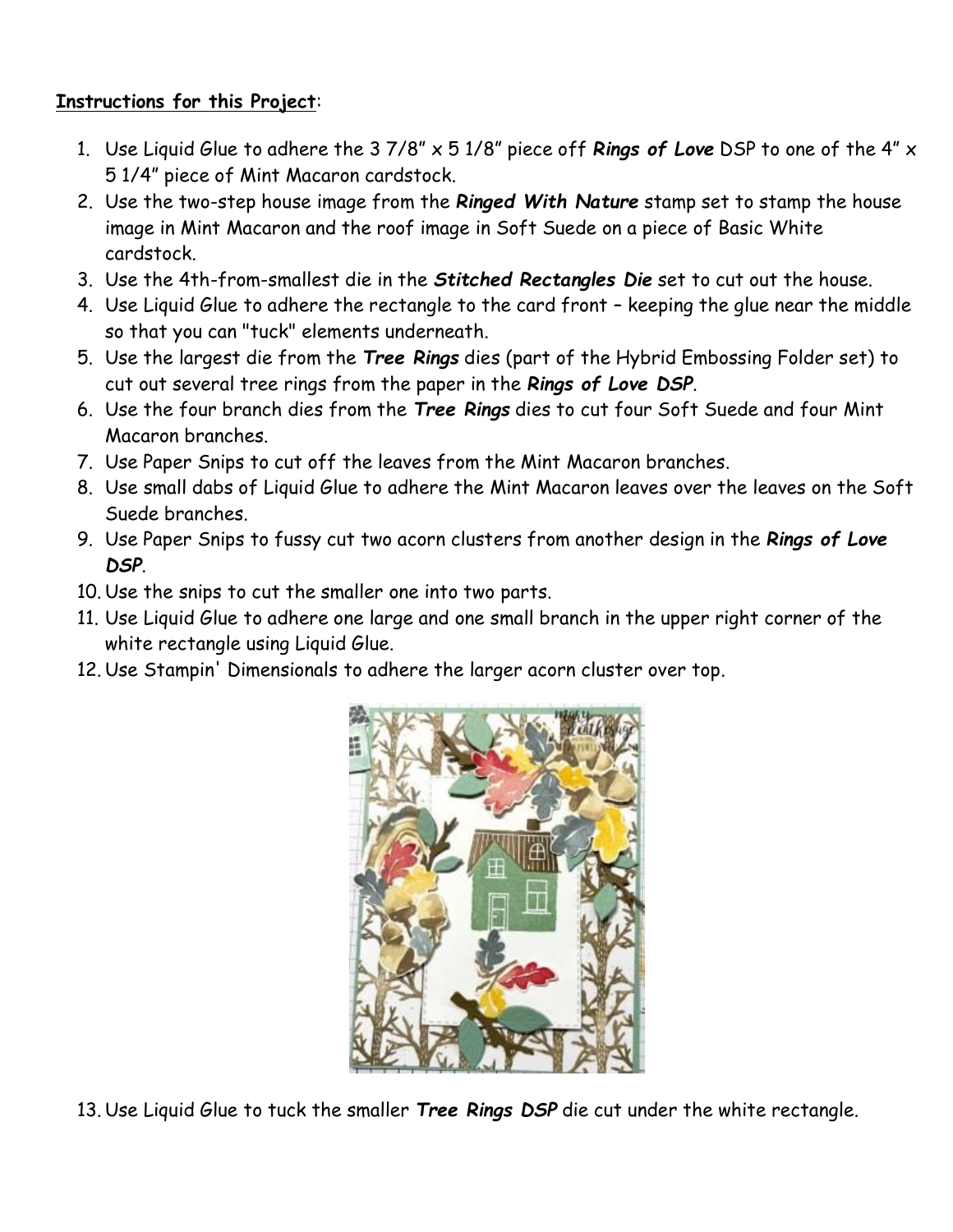**<u>Instructions for this Project</u>**:

1. Use Liquid Glue to adhere the 3 7/8" x 5 1/8" piece off ***Rings of Love*** DSP to one of the 4" x 5 1/4" piece of Mint Macaron cardstock.
2. Use the two-step house image from the ***Ringed With Nature*** stamp set to stamp the house image in Mint Macaron and the roof image in Soft Suede on a piece of Basic White cardstock.
3. Use the 4th-from-smallest die in the ***Stitched Rectangles Die*** set to cut out the house.
4. Use Liquid Glue to adhere the rectangle to the card front – keeping the glue near the middle so that you can "tuck" elements underneath.
5. Use the largest die from the ***Tree Rings*** dies (part of the Hybrid Embossing Folder set) to cut out several tree rings from the paper in the ***Rings of Love DSP***.
6. Use the four branch dies from the ***Tree Rings*** dies to cut four Soft Suede and four Mint Macaron branches.
7. Use Paper Snips to cut off the leaves from the Mint Macaron branches.
8. Use small dabs of Liquid Glue to adhere the Mint Macaron leaves over the leaves on the Soft Suede branches.
9. Use Paper Snips to fussy cut two acorn clusters from another design in the ***Rings of Love DSP***.
10. Use the snips to cut the smaller one into two parts.
11. Use Liquid Glue to adhere one large and one small branch in the upper right corner of the white rectangle using Liquid Glue.
12. Use Stampin' Dimensionals to adhere the larger acorn cluster over top.

13. Use Liquid Glue to tuck the smaller ***Tree Rings DSP*** die cut under the white rectangle.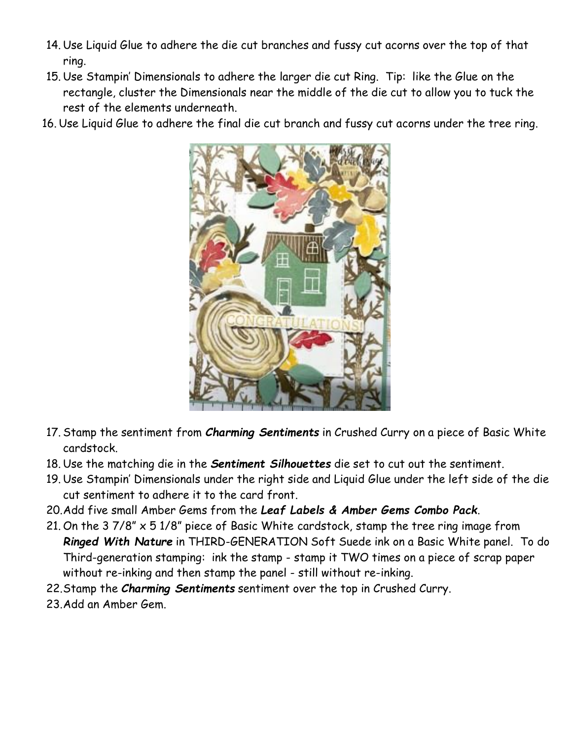14. Use Liquid Glue to adhere the die cut branches and fussy cut acorns over the top of that ring.
15. Use Stampin' Dimensionals to adhere the larger die cut Ring. Tip: like the Glue on the rectangle, cluster the Dimensionals near the middle of the die cut to allow you to tuck the rest of the elements underneath.
16. Use Liquid Glue to adhere the final die cut branch and fussy cut acorns under the tree ring.
17. Stamp the sentiment from ***Charming Sentiments*** in Crushed Curry on a piece of Basic White cardstock.
18. Use the matching die in the ***Sentiment Silhouettes*** die set to cut out the sentiment.
19. Use Stampin' Dimensionals under the right side and Liquid Glue under the left side of the die cut sentiment to adhere it to the card front.
20. Add five small Amber Gems from the ***Leaf Labels & Amber Gems Combo Pack***.
21. On the 3 7/8" x 5 1/8" piece of Basic White cardstock, stamp the tree ring image from ***Ringed With Nature*** in THIRD-GENERATION Soft Suede ink on a Basic White panel. To do Third-generation stamping: ink the stamp - stamp it TWO times on a piece of scrap paper without re-inking and then stamp the panel - still without re-inking.
22. Stamp the ***Charming Sentiments*** sentiment over the top in Crushed Curry.
23. Add an Amber Gem.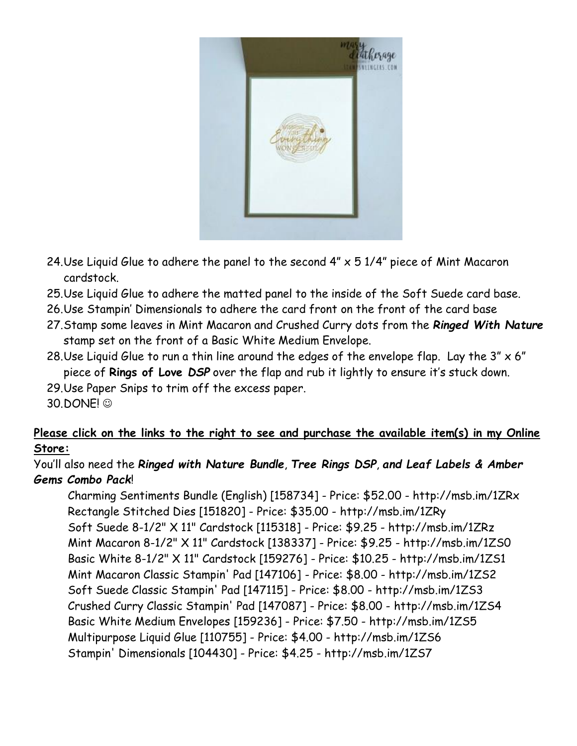24. Use Liquid Glue to adhere the panel to the second 4" x 5 1/4" piece of Mint Macaron cardstock.
25. Use Liquid Glue to adhere the matted panel to the inside of the Soft Suede card base.
26. Use Stampin' Dimensionals to adhere the card front on the front of the card base
27. Stamp some leaves in Mint Macaron and Crushed Curry dots from the ***Ringed With Nature*** stamp set on the front of a Basic White Medium Envelope.
28. Use Liquid Glue to run a thin line around the edges of the envelope flap. Lay the 3" x 6" piece of **Rings of Love *DSP*** over the flap and rub it lightly to ensure it's stuck down.
29. Use Paper Snips to trim off the excess paper.
30. DONE! ☺

**Please click on the links to the right to see and purchase the available item(s) in my Online Store:**

You'll also need the ***Ringed with Nature Bundle*, *Tree Rings DSP*, *and Leaf Labels & Amber Gems Combo Pack***!

Charming Sentiments Bundle (English) [158734] - Price: $52.00 - http://msb.im/1ZRx
Rectangle Stitched Dies [151820] - Price: $35.00 - http://msb.im/1ZRy
Soft Suede 8-1/2" X 11" Cardstock [115318] - Price: $9.25 - http://msb.im/1ZRz
Mint Macaron 8-1/2" X 11" Cardstock [138337] - Price: $9.25 - http://msb.im/1ZS0
Basic White 8-1/2" X 11" Cardstock [159276] - Price: $10.25 - http://msb.im/1ZS1
Mint Macaron Classic Stampin' Pad [147106] - Price: $8.00 - http://msb.im/1ZS2
Soft Suede Classic Stampin' Pad [147115] - Price: $8.00 - http://msb.im/1ZS3
Crushed Curry Classic Stampin' Pad [147087] - Price: $8.00 - http://msb.im/1ZS4
Basic White Medium Envelopes [159236] - Price: $7.50 - http://msb.im/1ZS5
Multipurpose Liquid Glue [110755] - Price: $4.00 - http://msb.im/1ZS6
Stampin' Dimensionals [104430] - Price: $4.25 - http://msb.im/1ZS7